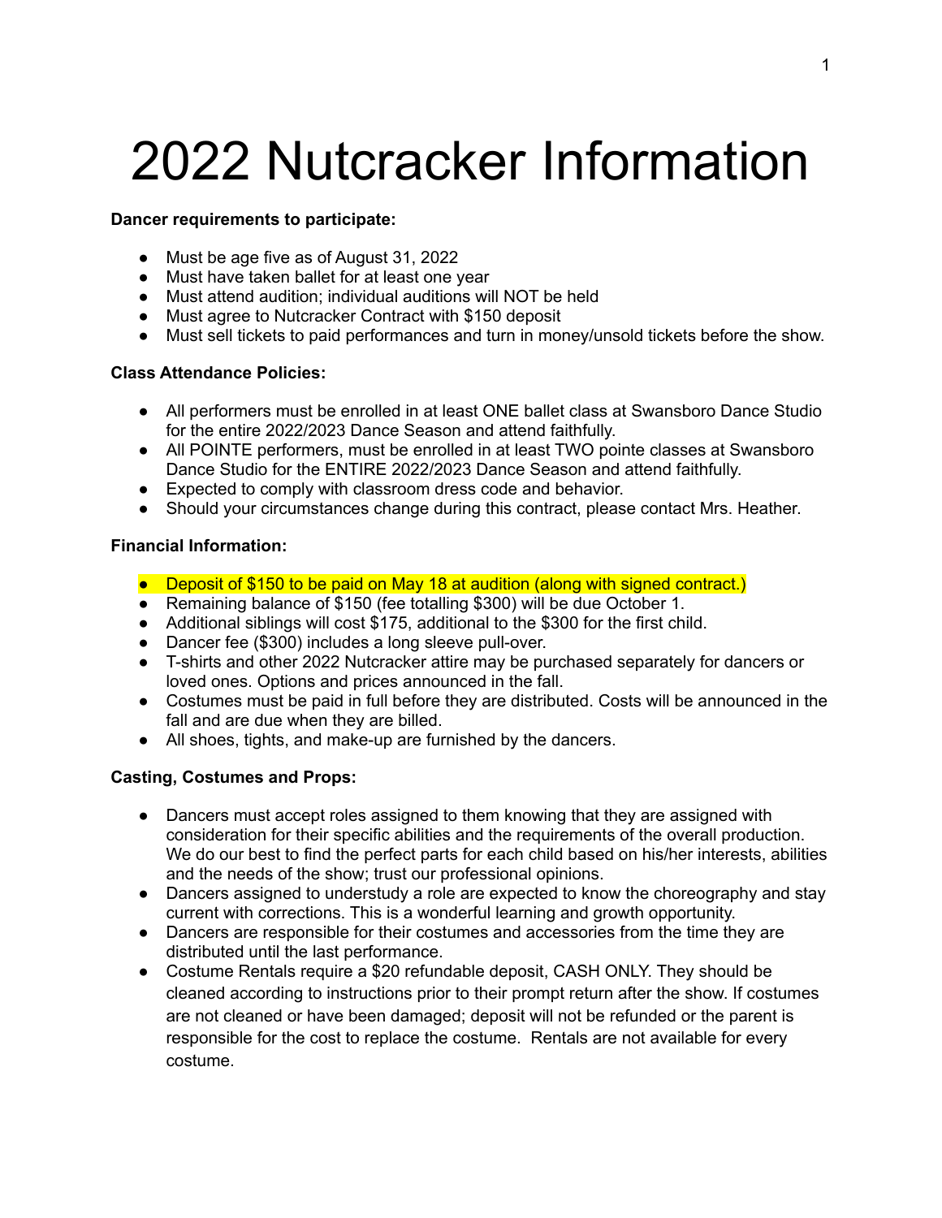# 2022 Nutcracker Information

**Dancer requirements to participate:**

- Must be age five as of August 31, 2022
- Must have taken ballet for at least one year
- Must attend audition; individual auditions will NOT be held
- Must agree to Nutcracker Contract with $150 deposit
- Must sell tickets to paid performances and turn in money/unsold tickets before the show.

**Class Attendance Policies:**

- All performers must be enrolled in at least ONE ballet class at Swansboro Dance Studio for the entire 2022/2023 Dance Season and attend faithfully.
- All POINTE performers, must be enrolled in at least TWO pointe classes at Swansboro Dance Studio for the ENTIRE 2022/2023 Dance Season and attend faithfully.
- Expected to comply with classroom dress code and behavior.
- Should your circumstances change during this contract, please contact Mrs. Heather.

**Financial Information:**

- Deposit of $150 to be paid on May 18 at audition (along with signed contract.)
- Remaining balance of $150 (fee totalling $300) will be due October 1.
- Additional siblings will cost $175, additional to the $300 for the first child.
- Dancer fee ($300) includes a long sleeve pull-over.
- T-shirts and other 2022 Nutcracker attire may be purchased separately for dancers or loved ones. Options and prices announced in the fall.
- Costumes must be paid in full before they are distributed. Costs will be announced in the fall and are due when they are billed.
- All shoes, tights, and make-up are furnished by the dancers.

**Casting, Costumes and Props:**

- Dancers must accept roles assigned to them knowing that they are assigned with consideration for their specific abilities and the requirements of the overall production. We do our best to find the perfect parts for each child based on his/her interests, abilities and the needs of the show; trust our professional opinions.
- Dancers assigned to understudy a role are expected to know the choreography and stay current with corrections. This is a wonderful learning and growth opportunity.
- Dancers are responsible for their costumes and accessories from the time they are distributed until the last performance.
- Costume Rentals require a $20 refundable deposit, CASH ONLY. They should be cleaned according to instructions prior to their prompt return after the show. If costumes are not cleaned or have been damaged; deposit will not be refunded or the parent is responsible for the cost to replace the costume. Rentals are not available for every costume.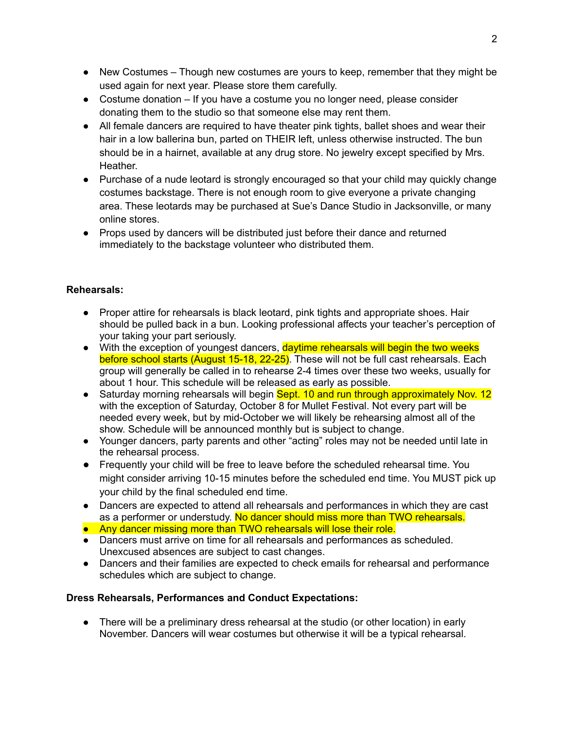- New Costumes – Though new costumes are yours to keep, remember that they might be used again for next year. Please store them carefully.
- Costume donation – If you have a costume you no longer need, please consider donating them to the studio so that someone else may rent them.
- All female dancers are required to have theater pink tights, ballet shoes and wear their hair in a low ballerina bun, parted on THEIR left, unless otherwise instructed. The bun should be in a hairnet, available at any drug store. No jewelry except specified by Mrs. Heather.
- Purchase of a nude leotard is strongly encouraged so that your child may quickly change costumes backstage. There is not enough room to give everyone a private changing area. These leotards may be purchased at Sue's Dance Studio in Jacksonville, or many online stores.
- Props used by dancers will be distributed just before their dance and returned immediately to the backstage volunteer who distributed them.

**Rehearsals:**

- Proper attire for rehearsals is black leotard, pink tights and appropriate shoes. Hair should be pulled back in a bun. Looking professional affects your teacher's perception of your taking your part seriously.
- With the exception of youngest dancers, daytime rehearsals will begin the two weeks before school starts (August 15-18, 22-25). These will not be full cast rehearsals. Each group will generally be called in to rehearse 2-4 times over these two weeks, usually for about 1 hour. This schedule will be released as early as possible.
- Saturday morning rehearsals will begin Sept. 10 and run through approximately Nov. 12 with the exception of Saturday, October 8 for Mullet Festival. Not every part will be needed every week, but by mid-October we will likely be rehearsing almost all of the show. Schedule will be announced monthly but is subject to change.
- Younger dancers, party parents and other "acting" roles may not be needed until late in the rehearsal process.
- Frequently your child will be free to leave before the scheduled rehearsal time. You might consider arriving 10-15 minutes before the scheduled end time. You MUST pick up your child by the final scheduled end time.
- Dancers are expected to attend all rehearsals and performances in which they are cast as a performer or understudy. No dancer should miss more than TWO rehearsals.
- Any dancer missing more than TWO rehearsals will lose their role.
- Dancers must arrive on time for all rehearsals and performances as scheduled. Unexcused absences are subject to cast changes.
- Dancers and their families are expected to check emails for rehearsal and performance schedules which are subject to change.

**Dress Rehearsals, Performances and Conduct Expectations:**

- There will be a preliminary dress rehearsal at the studio (or other location) in early November. Dancers will wear costumes but otherwise it will be a typical rehearsal.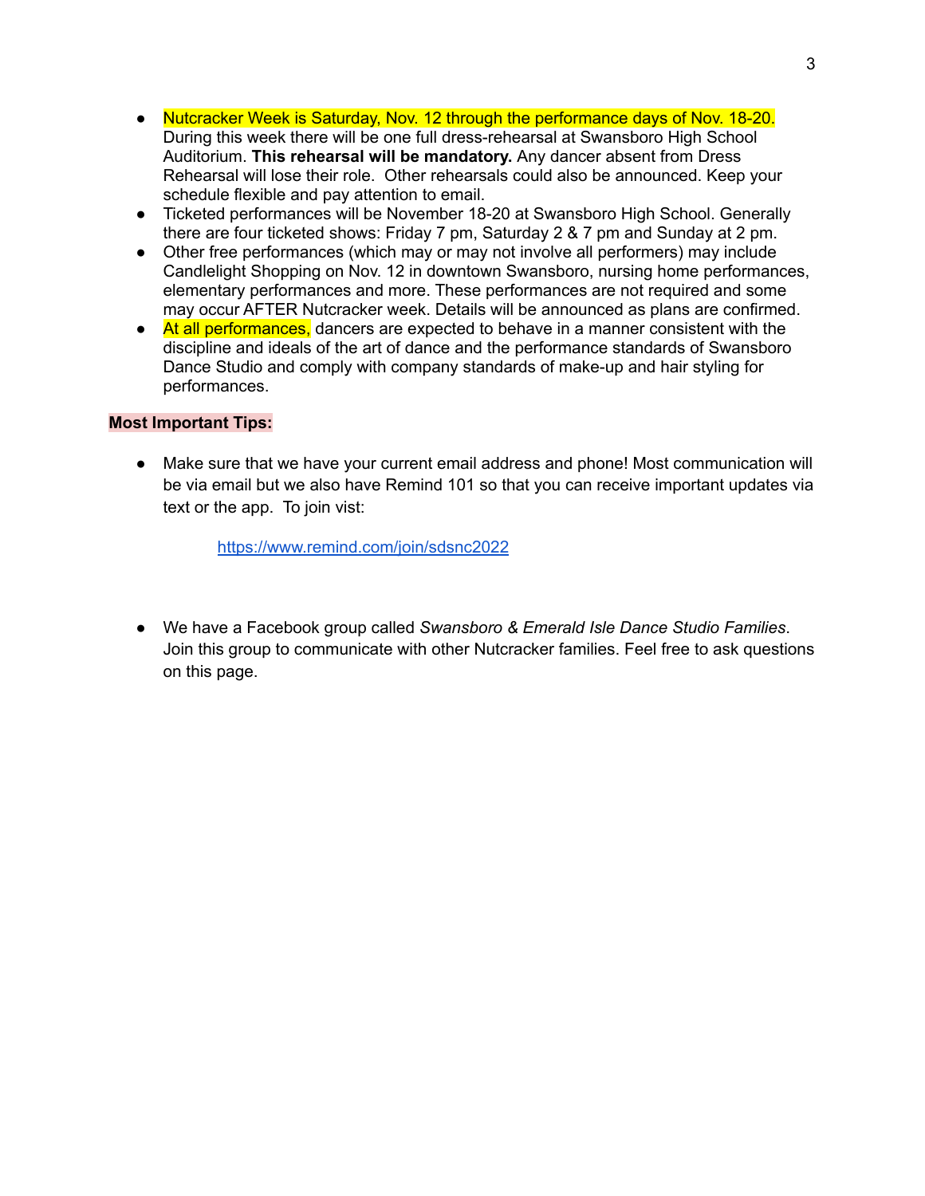- Nutcracker Week is Saturday, Nov. 12 through the performance days of Nov. 18-20. During this week there will be one full dress-rehearsal at Swansboro High School Auditorium. **This rehearsal will be mandatory.** Any dancer absent from Dress Rehearsal will lose their role. Other rehearsals could also be announced. Keep your schedule flexible and pay attention to email.
- Ticketed performances will be November 18-20 at Swansboro High School. Generally there are four ticketed shows: Friday 7 pm, Saturday 2 & 7 pm and Sunday at 2 pm.
- Other free performances (which may or may not involve all performers) may include Candlelight Shopping on Nov. 12 in downtown Swansboro, nursing home performances, elementary performances and more. These performances are not required and some may occur AFTER Nutcracker week. Details will be announced as plans are confirmed.
- At all performances, dancers are expected to behave in a manner consistent with the discipline and ideals of the art of dance and the performance standards of Swansboro Dance Studio and comply with company standards of make-up and hair styling for performances.

**Most Important Tips:**

- Make sure that we have your current email address and phone! Most communication will be via email but we also have Remind 101 so that you can receive important updates via text or the app. To join vist:

  https://www.remind.com/join/sdsnc2022

- We have a Facebook group called *Swansboro & Emerald Isle Dance Studio Families*. Join this group to communicate with other Nutcracker families. Feel free to ask questions on this page.